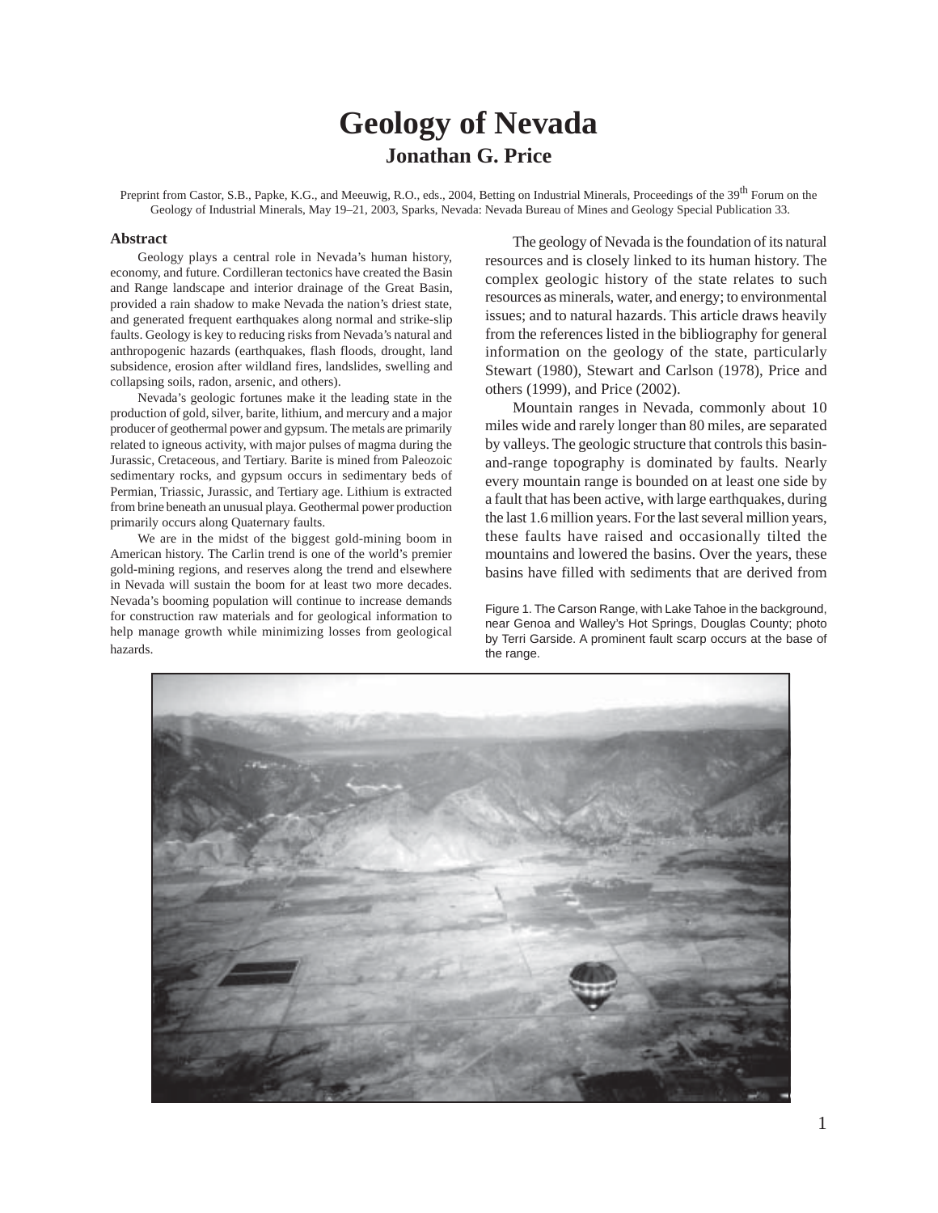# Geology of Nevada

## Jonathan G. Price

Preprint from Castor, S.B., Papke, K.G., and Meeuwig, R.O., eds., 2004, Betting on Industrial Minerals, Proceedings of the 39th Forum on the Geology of Industrial Minerals, May 19–21, 2003, Sparks, Nevada: Nevada Bureau of Mines and Geology Special Publication 33.

### Abstract

Geology plays a central role in Nevada's human history, economy, and future. Cordilleran tectonics have created the Basin and Range landscape and interior drainage of the Great Basin, provided a rain shadow to make Nevada the nation's driest state, and generated frequent earthquakes along normal and strike-slip faults. Geology is key to reducing risks from Nevada's natural and anthropogenic hazards (earthquakes, flash floods, drought, land subsidence, erosion after wildland fires, landslides, swelling and collapsing soils, radon, arsenic, and others).

Nevada's geologic fortunes make it the leading state in the production of gold, silver, barite, lithium, and mercury and a major producer of geothermal power and gypsum. The metals are primarily related to igneous activity, with major pulses of magma during the Jurassic, Cretaceous, and Tertiary. Barite is mined from Paleozoic sedimentary rocks, and gypsum occurs in sedimentary beds of Permian, Triassic, Jurassic, and Tertiary age. Lithium is extracted from brine beneath an unusual playa. Geothermal power production primarily occurs along Quaternary faults.

We are in the midst of the biggest gold-mining boom in American history. The Carlin trend is one of the world's premier gold-mining regions, and reserves along the trend and elsewhere in Nevada will sustain the boom for at least two more decades. Nevada's booming population will continue to increase demands for construction raw materials and for geological information to help manage growth while minimizing losses from geological hazards.

The geology of Nevada is the foundation of its natural resources and is closely linked to its human history. The complex geologic history of the state relates to such resources as minerals, water, and energy; to environmental issues; and to natural hazards. This article draws heavily from the references listed in the bibliography for general information on the geology of the state, particularly Stewart (1980), Stewart and Carlson (1978), Price and others (1999), and Price (2002).

Mountain ranges in Nevada, commonly about 10 miles wide and rarely longer than 80 miles, are separated by valleys. The geologic structure that controls this basin-and-range topography is dominated by faults. Nearly every mountain range is bounded on at least one side by a fault that has been active, with large earthquakes, during the last 1.6 million years. For the last several million years, these faults have raised and occasionally tilted the mountains and lowered the basins. Over the years, these basins have filled with sediments that are derived from

Figure 1. The Carson Range, with Lake Tahoe in the background, near Genoa and Walley's Hot Springs, Douglas County; photo by Terri Garside. A prominent fault scarp occurs at the base of the range.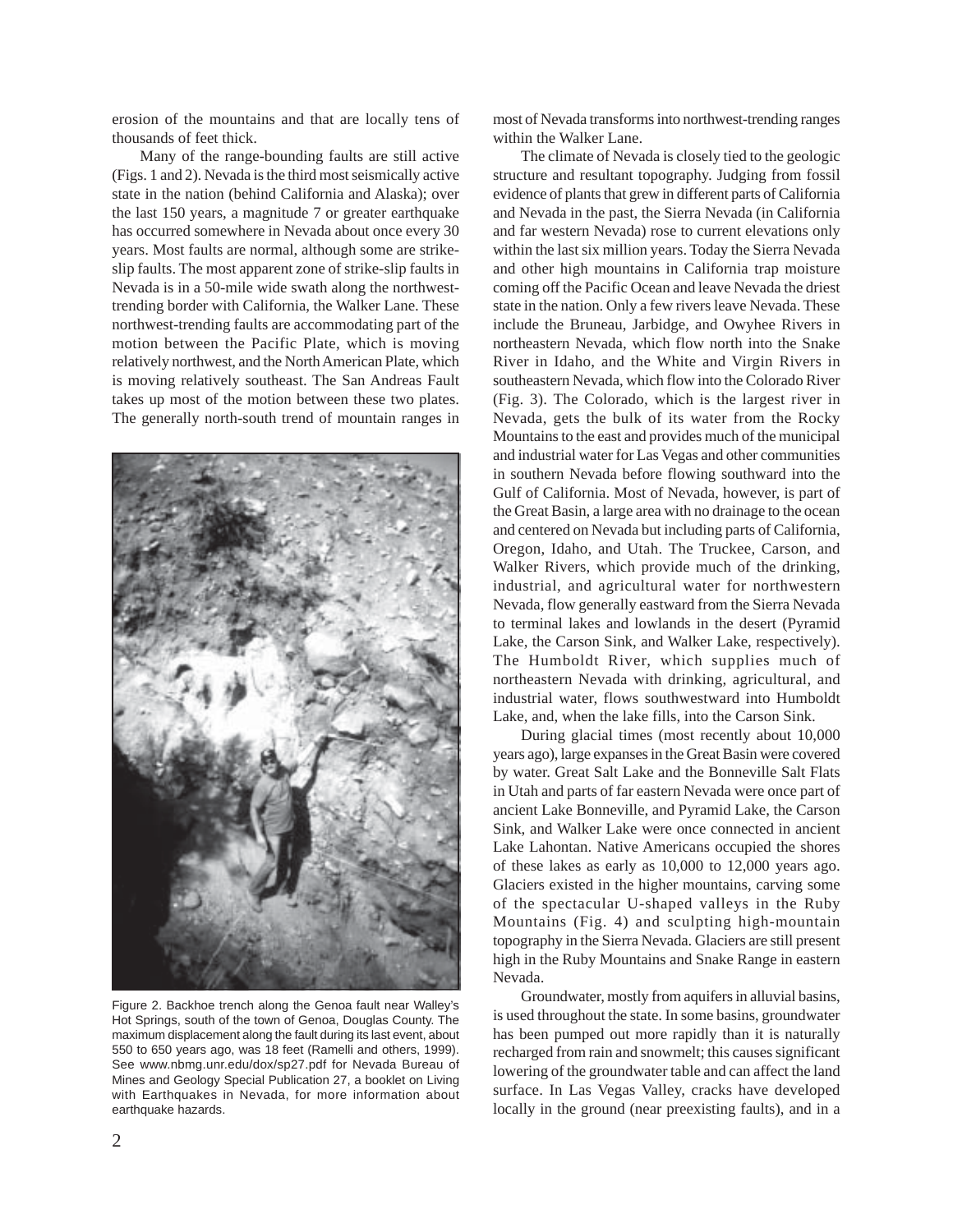erosion of the mountains and that are locally tens of thousands of feet thick.

Many of the range-bounding faults are still active (Figs. 1 and 2). Nevada is the third most seismically active state in the nation (behind California and Alaska); over the last 150 years, a magnitude 7 or greater earthquake has occurred somewhere in Nevada about once every 30 years. Most faults are normal, although some are strike-slip faults. The most apparent zone of strike-slip faults in Nevada is in a 50-mile wide swath along the northwest-trending border with California, the Walker Lane. These northwest-trending faults are accommodating part of the motion between the Pacific Plate, which is moving relatively northwest, and the North American Plate, which is moving relatively southeast. The San Andreas Fault takes up most of the motion between these two plates. The generally north-south trend of mountain ranges in most of Nevada transforms into northwest-trending ranges within the Walker Lane.

Figure 2. Backhoe trench along the Genoa fault near Walley's Hot Springs, south of the town of Genoa, Douglas County. The maximum displacement along the fault during its last event, about 550 to 650 years ago, was 18 feet (Ramelli and others, 1999). See www.nbmg.unr.edu/dox/sp27.pdf for Nevada Bureau of Mines and Geology Special Publication 27, a booklet on Living with Earthquakes in Nevada, for more information about earthquake hazards.

The climate of Nevada is closely tied to the geologic structure and resultant topography. Judging from fossil evidence of plants that grew in different parts of California and Nevada in the past, the Sierra Nevada (in California and far western Nevada) rose to current elevations only within the last six million years. Today the Sierra Nevada and other high mountains in California trap moisture coming off the Pacific Ocean and leave Nevada the driest state in the nation. Only a few rivers leave Nevada. These include the Bruneau, Jarbidge, and Owyhee Rivers in northeastern Nevada, which flow north into the Snake River in Idaho, and the White and Virgin Rivers in southeastern Nevada, which flow into the Colorado River (Fig. 3). The Colorado, which is the largest river in Nevada, gets the bulk of its water from the Rocky Mountains to the east and provides much of the municipal and industrial water for Las Vegas and other communities in southern Nevada before flowing southward into the Gulf of California. Most of Nevada, however, is part of the Great Basin, a large area with no drainage to the ocean and centered on Nevada but including parts of California, Oregon, Idaho, and Utah. The Truckee, Carson, and Walker Rivers, which provide much of the drinking, industrial, and agricultural water for northwestern Nevada, flow generally eastward from the Sierra Nevada to terminal lakes and lowlands in the desert (Pyramid Lake, the Carson Sink, and Walker Lake, respectively). The Humboldt River, which supplies much of northeastern Nevada with drinking, agricultural, and industrial water, flows southwestward into Humboldt Lake, and, when the lake fills, into the Carson Sink.

During glacial times (most recently about 10,000 years ago), large expanses in the Great Basin were covered by water. Great Salt Lake and the Bonneville Salt Flats in Utah and parts of far eastern Nevada were once part of ancient Lake Bonneville, and Pyramid Lake, the Carson Sink, and Walker Lake were once connected in ancient Lake Lahontan. Native Americans occupied the shores of these lakes as early as 10,000 to 12,000 years ago. Glaciers existed in the higher mountains, carving some of the spectacular U-shaped valleys in the Ruby Mountains (Fig. 4) and sculpting high-mountain topography in the Sierra Nevada. Glaciers are still present high in the Ruby Mountains and Snake Range in eastern Nevada.

Groundwater, mostly from aquifers in alluvial basins, is used throughout the state. In some basins, groundwater has been pumped out more rapidly than it is naturally recharged from rain and snowmelt; this causes significant lowering of the groundwater table and can affect the land surface. In Las Vegas Valley, cracks have developed locally in the ground (near preexisting faults), and in a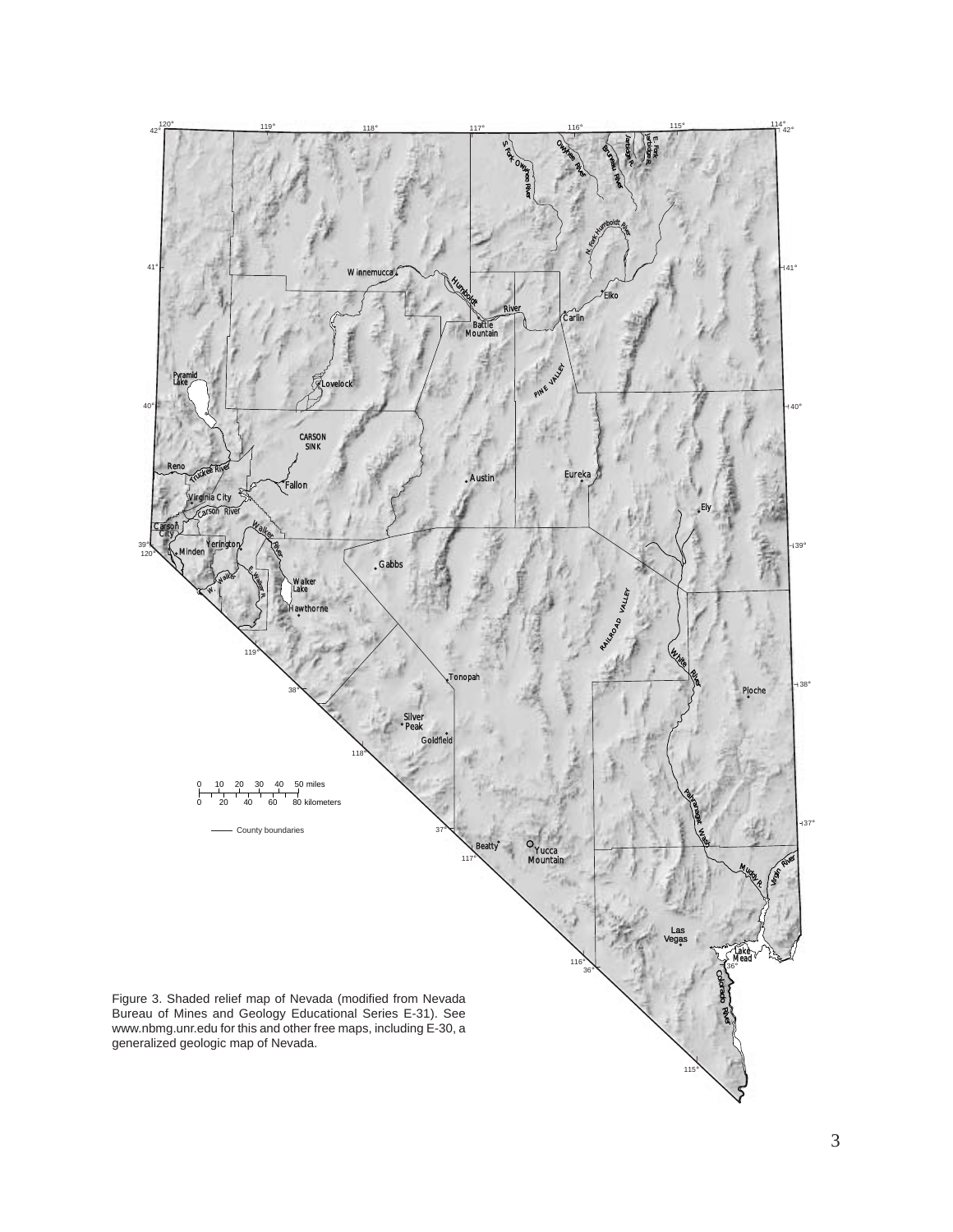Figure 3. Shaded relief map of Nevada (modified from Nevada Bureau of Mines and Geology Educational Series E-31). See www.nbmg.unr.edu for this and other free maps, including E-30, a generalized geologic map of Nevada.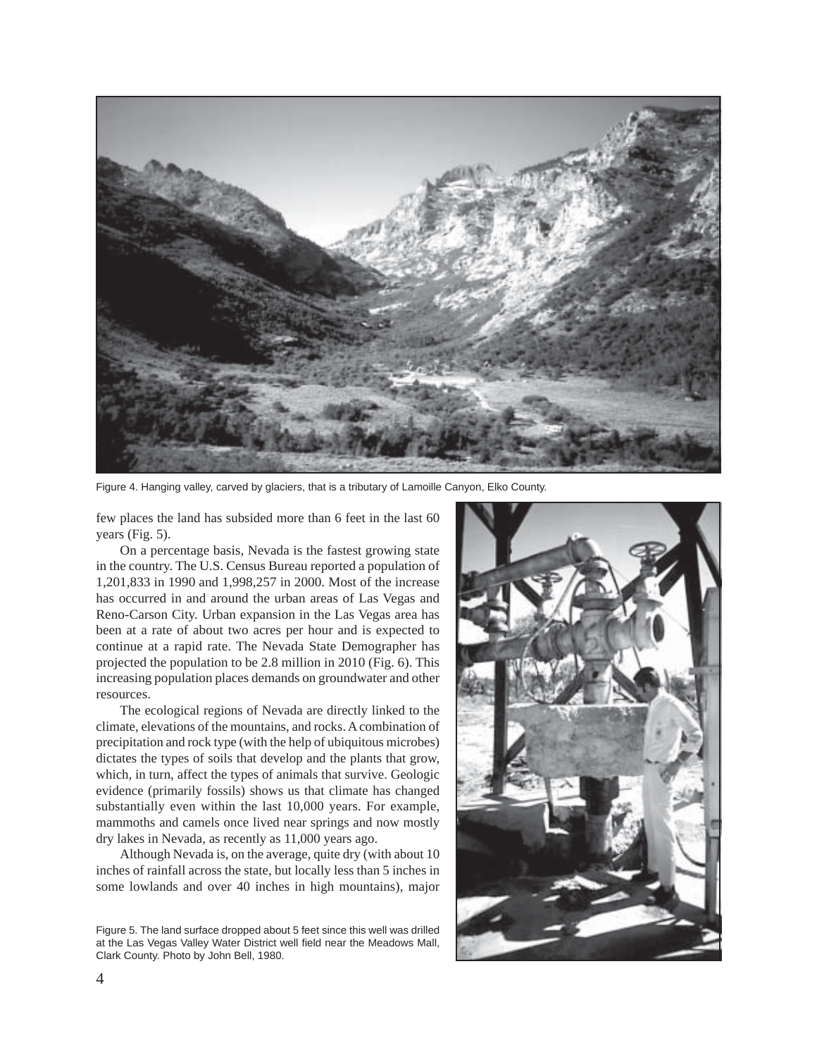Figure 4. Hanging valley, carved by glaciers, that is a tributary of Lamoille Canyon, Elko County.

few places the land has subsided more than 6 feet in the last 60 years (Fig. 5).

On a percentage basis, Nevada is the fastest growing state in the country. The U.S. Census Bureau reported a population of 1,201,833 in 1990 and 1,998,257 in 2000. Most of the increase has occurred in and around the urban areas of Las Vegas and Reno-Carson City. Urban expansion in the Las Vegas area has been at a rate of about two acres per hour and is expected to continue at a rapid rate. The Nevada State Demographer has projected the population to be 2.8 million in 2010 (Fig. 6). This increasing population places demands on groundwater and other resources.

The ecological regions of Nevada are directly linked to the climate, elevations of the mountains, and rocks. A combination of precipitation and rock type (with the help of ubiquitous microbes) dictates the types of soils that develop and the plants that grow, which, in turn, affect the types of animals that survive. Geologic evidence (primarily fossils) shows us that climate has changed substantially even within the last 10,000 years. For example, mammoths and camels once lived near springs and now mostly dry lakes in Nevada, as recently as 11,000 years ago.

Although Nevada is, on the average, quite dry (with about 10 inches of rainfall across the state, but locally less than 5 inches in some lowlands and over 40 inches in high mountains), major

Figure 5. The land surface dropped about 5 feet since this well was drilled at the Las Vegas Valley Water District well field near the Meadows Mall, Clark County. Photo by John Bell, 1980.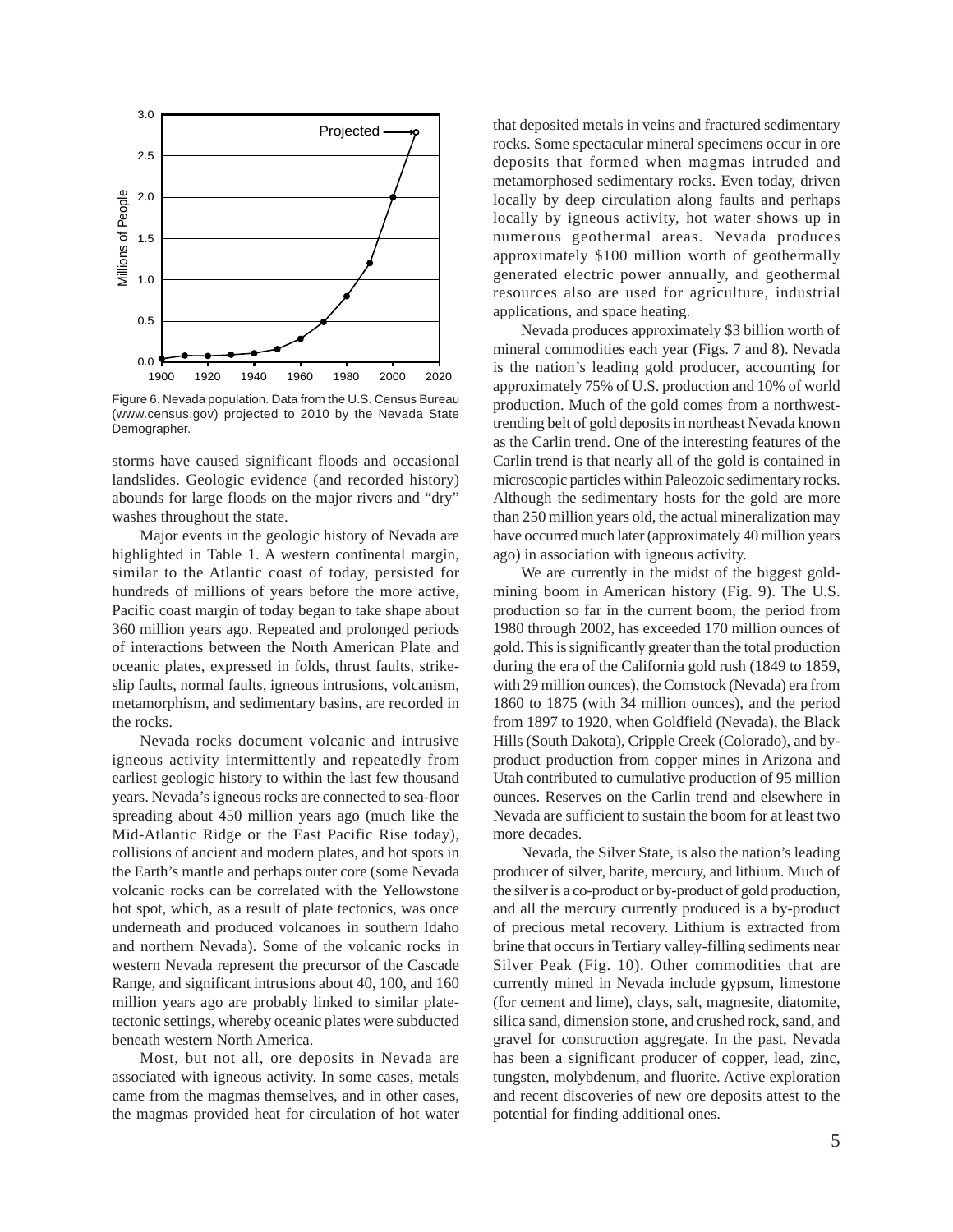Figure 6. Nevada population. Data from the U.S. Census Bureau (www.census.gov) projected to 2010 by the Nevada State Demographer.

storms have caused significant floods and occasional landslides. Geologic evidence (and recorded history) abounds for large floods on the major rivers and "dry" washes throughout the state.

Major events in the geologic history of Nevada are highlighted in Table 1. A western continental margin, similar to the Atlantic coast of today, persisted for hundreds of millions of years before the more active, Pacific coast margin of today began to take shape about 360 million years ago. Repeated and prolonged periods of interactions between the North American Plate and oceanic plates, expressed in folds, thrust faults, strike-slip faults, normal faults, igneous intrusions, volcanism, metamorphism, and sedimentary basins, are recorded in the rocks.

Nevada rocks document volcanic and intrusive igneous activity intermittently and repeatedly from earliest geologic history to within the last few thousand years. Nevada's igneous rocks are connected to sea-floor spreading about 450 million years ago (much like the Mid-Atlantic Ridge or the East Pacific Rise today), collisions of ancient and modern plates, and hot spots in the Earth's mantle and perhaps outer core (some Nevada volcanic rocks can be correlated with the Yellowstone hot spot, which, as a result of plate tectonics, was once underneath and produced volcanoes in southern Idaho and northern Nevada). Some of the volcanic rocks in western Nevada represent the precursor of the Cascade Range, and significant intrusions about 40, 100, and 160 million years ago are probably linked to similar plate-tectonic settings, whereby oceanic plates were subducted beneath western North America.

Most, but not all, ore deposits in Nevada are associated with igneous activity. In some cases, metals came from the magmas themselves, and in other cases, the magmas provided heat for circulation of hot water that deposited metals in veins and fractured sedimentary rocks. Some spectacular mineral specimens occur in ore deposits that formed when magmas intruded and metamorphosed sedimentary rocks. Even today, driven locally by deep circulation along faults and perhaps locally by igneous activity, hot water shows up in numerous geothermal areas. Nevada produces approximately $100 million worth of geothermally generated electric power annually, and geothermal resources also are used for agriculture, industrial applications, and space heating.

Nevada produces approximately $3 billion worth of mineral commodities each year (Figs. 7 and 8). Nevada is the nation's leading gold producer, accounting for approximately 75% of U.S. production and 10% of world production. Much of the gold comes from a northwest-trending belt of gold deposits in northeast Nevada known as the Carlin trend. One of the interesting features of the Carlin trend is that nearly all of the gold is contained in microscopic particles within Paleozoic sedimentary rocks. Although the sedimentary hosts for the gold are more than 250 million years old, the actual mineralization may have occurred much later (approximately 40 million years ago) in association with igneous activity.

We are currently in the midst of the biggest gold-mining boom in American history (Fig. 9). The U.S. production so far in the current boom, the period from 1980 through 2002, has exceeded 170 million ounces of gold. This is significantly greater than the total production during the era of the California gold rush (1849 to 1859, with 29 million ounces), the Comstock (Nevada) era from 1860 to 1875 (with 34 million ounces), and the period from 1897 to 1920, when Goldfield (Nevada), the Black Hills (South Dakota), Cripple Creek (Colorado), and by-product production from copper mines in Arizona and Utah contributed to cumulative production of 95 million ounces. Reserves on the Carlin trend and elsewhere in Nevada are sufficient to sustain the boom for at least two more decades.

Nevada, the Silver State, is also the nation's leading producer of silver, barite, mercury, and lithium. Much of the silver is a co-product or by-product of gold production, and all the mercury currently produced is a by-product of precious metal recovery. Lithium is extracted from brine that occurs in Tertiary valley-filling sediments near Silver Peak (Fig. 10). Other commodities that are currently mined in Nevada include gypsum, limestone (for cement and lime), clays, salt, magnesite, diatomite, silica sand, dimension stone, and crushed rock, sand, and gravel for construction aggregate. In the past, Nevada has been a significant producer of copper, lead, zinc, tungsten, molybdenum, and fluorite. Active exploration and recent discoveries of new ore deposits attest to the potential for finding additional ones.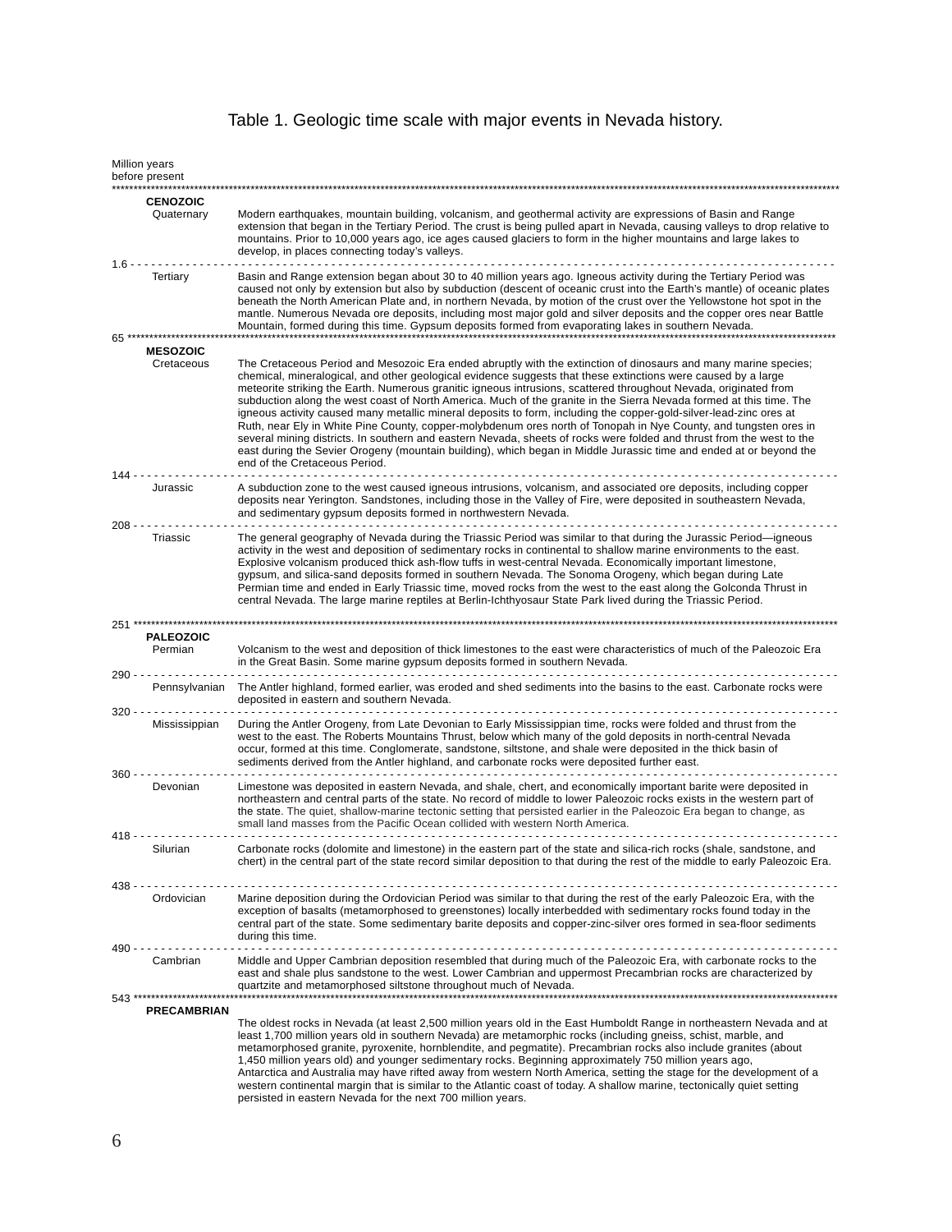Table 1. Geologic time scale with major events in Nevada history.

| Million years before present | Era / Period | Events |
|---|---|---|
| | **CENOZOIC** | |
| | Quaternary | Modern earthquakes, mountain building, volcanism, and geothermal activity are expressions of Basin and Range extension that began in the Tertiary Period. The crust is being pulled apart in Nevada, causing valleys to drop relative to mountains. Prior to 10,000 years ago, ice ages caused glaciers to form in the higher mountains and large lakes to develop, in places connecting today's valleys. |
| 1.6 | Tertiary | Basin and Range extension began about 30 to 40 million years ago. Igneous activity during the Tertiary Period was caused not only by extension but also by subduction (descent of oceanic crust into the Earth's mantle) of oceanic plates beneath the North American Plate and, in northern Nevada, by motion of the crust over the Yellowstone hot spot in the mantle. Numerous Nevada ore deposits, including most major gold and silver deposits and the copper ores near Battle Mountain, formed during this time. Gypsum deposits formed from evaporating lakes in southern Nevada. |
| 65 | **MESOZOIC** | |
| | Cretaceous | The Cretaceous Period and Mesozoic Era ended abruptly with the extinction of dinosaurs and many marine species; chemical, mineralogical, and other geological evidence suggests that these extinctions were caused by a large meteorite striking the Earth. Numerous granitic igneous intrusions, scattered throughout Nevada, originated from subduction along the west coast of North America. Much of the granite in the Sierra Nevada formed at this time. The igneous activity caused many metallic mineral deposits to form, including the copper-gold-silver-lead-zinc ores at Ruth, near Ely in White Pine County, copper-molybdenum ores north of Tonopah in Nye County, and tungsten ores in several mining districts. In southern and eastern Nevada, sheets of rocks were folded and thrust from the west to the east during the Sevier Orogeny (mountain building), which began in Middle Jurassic time and ended at or beyond the end of the Cretaceous Period. |
| 144 | Jurassic | A subduction zone to the west caused igneous intrusions, volcanism, and associated ore deposits, including copper deposits near Yerington. Sandstones, including those in the Valley of Fire, were deposited in southeastern Nevada, and sedimentary gypsum deposits formed in northwestern Nevada. |
| 208 | Triassic | The general geography of Nevada during the Triassic Period was similar to that during the Jurassic Period—igneous activity in the west and deposition of sedimentary rocks in continental to shallow marine environments to the east. Explosive volcanism produced thick ash-flow tuffs in west-central Nevada. Economically important limestone, gypsum, and silica-sand deposits formed in southern Nevada. The Sonoma Orogeny, which began during Late Permian time and ended in Early Triassic time, moved rocks from the west to the east along the Golconda Thrust in central Nevada. The large marine reptiles at Berlin-Ichthyosaur State Park lived during the Triassic Period. |
| 251 | **PALEOZOIC** | |
| | Permian | Volcanism to the west and deposition of thick limestones to the east were characteristics of much of the Paleozoic Era in the Great Basin. Some marine gypsum deposits formed in southern Nevada. |
| 290 | Pennsylvanian | The Antler highland, formed earlier, was eroded and shed sediments into the basins to the east. Carbonate rocks were deposited in eastern and southern Nevada. |
| 320 | Mississippian | During the Antler Orogeny, from Late Devonian to Early Mississippian time, rocks were folded and thrust from the west to the east. The Roberts Mountains Thrust, below which many of the gold deposits in north-central Nevada occur, formed at this time. Conglomerate, sandstone, siltstone, and shale were deposited in the thick basin of sediments derived from the Antler highland, and carbonate rocks were deposited further east. |
| 360 | Devonian | Limestone was deposited in eastern Nevada, and shale, chert, and economically important barite were deposited in northeastern and central parts of the state. No record of middle to lower Paleozoic rocks exists in the western part of the state. The quiet, shallow-marine tectonic setting that persisted earlier in the Paleozoic Era began to change, as small land masses from the Pacific Ocean collided with western North America. |
| 418 | Silurian | Carbonate rocks (dolomite and limestone) in the eastern part of the state and silica-rich rocks (shale, sandstone, and chert) in the central part of the state record similar deposition to that during the rest of the middle to early Paleozoic Era. |
| 438 | Ordovician | Marine deposition during the Ordovician Period was similar to that during the rest of the early Paleozoic Era, with the exception of basalts (metamorphosed to greenstones) locally interbedded with sedimentary rocks found today in the central part of the state. Some sedimentary barite deposits and copper-zinc-silver ores formed in sea-floor sediments during this time. |
| 490 | Cambrian | Middle and Upper Cambrian deposition resembled that during much of the Paleozoic Era, with carbonate rocks to the east and shale plus sandstone to the west. Lower Cambrian and uppermost Precambrian rocks are characterized by quartzite and metamorphosed siltstone throughout much of Nevada. |
| 543 | **PRECAMBRIAN** | The oldest rocks in Nevada (at least 2,500 million years old in the East Humboldt Range in northeastern Nevada and at least 1,700 million years old in southern Nevada) are metamorphic rocks (including gneiss, schist, marble, and metamorphosed granite, pyroxenite, hornblendite, and pegmatite). Precambrian rocks also include granites (about 1,450 million years old) and younger sedimentary rocks. Beginning approximately 750 million years ago, Antarctica and Australia may have rifted away from western North America, setting the stage for the development of a western continental margin that is similar to the Atlantic coast of today. A shallow marine, tectonically quiet setting persisted in eastern Nevada for the next 700 million years. |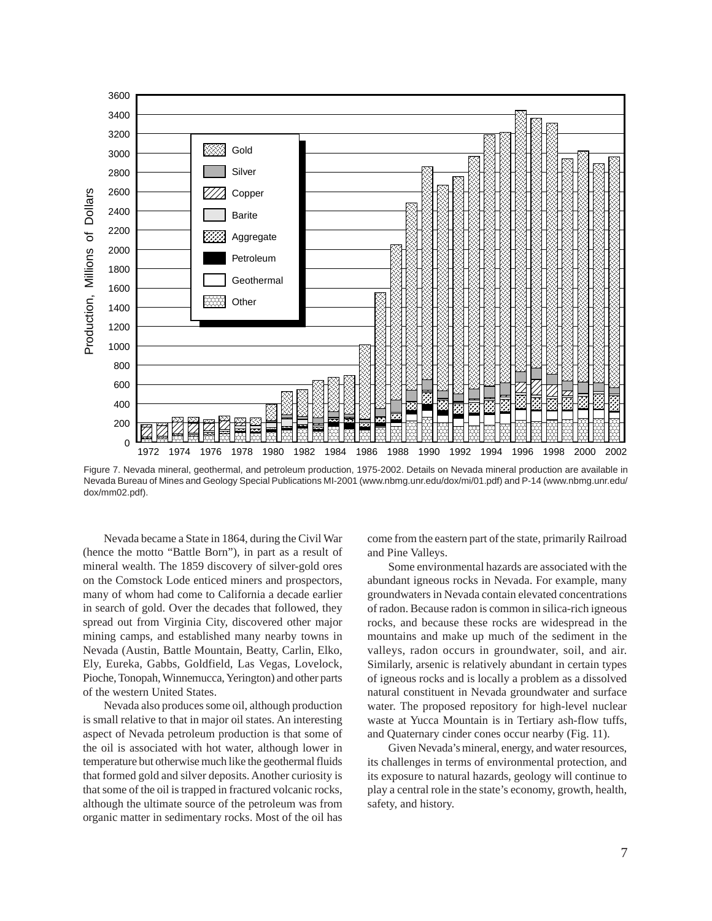Figure 7. Nevada mineral, geothermal, and petroleum production, 1975-2002. Details on Nevada mineral production are available in Nevada Bureau of Mines and Geology Special Publications MI-2001 (www.nbmg.unr.edu/dox/mi/01.pdf) and P-14 (www.nbmg.unr.edu/dox/mm02.pdf).

Nevada became a State in 1864, during the Civil War (hence the motto "Battle Born"), in part as a result of mineral wealth. The 1859 discovery of silver-gold ores on the Comstock Lode enticed miners and prospectors, many of whom had come to California a decade earlier in search of gold. Over the decades that followed, they spread out from Virginia City, discovered other major mining camps, and established many nearby towns in Nevada (Austin, Battle Mountain, Beatty, Carlin, Elko, Ely, Eureka, Gabbs, Goldfield, Las Vegas, Lovelock, Pioche, Tonopah, Winnemucca, Yerington) and other parts of the western United States.

Nevada also produces some oil, although production is small relative to that in major oil states. An interesting aspect of Nevada petroleum production is that some of the oil is associated with hot water, although lower in temperature but otherwise much like the geothermal fluids that formed gold and silver deposits. Another curiosity is that some of the oil is trapped in fractured volcanic rocks, although the ultimate source of the petroleum was from organic matter in sedimentary rocks. Most of the oil has come from the eastern part of the state, primarily Railroad and Pine Valleys.

Some environmental hazards are associated with the abundant igneous rocks in Nevada. For example, many groundwaters in Nevada contain elevated concentrations of radon. Because radon is common in silica-rich igneous rocks, and because these rocks are widespread in the mountains and make up much of the sediment in the valleys, radon occurs in groundwater, soil, and air. Similarly, arsenic is relatively abundant in certain types of igneous rocks and is locally a problem as a dissolved natural constituent in Nevada groundwater and surface water. The proposed repository for high-level nuclear waste at Yucca Mountain is in Tertiary ash-flow tuffs, and Quaternary cinder cones occur nearby (Fig. 11).

Given Nevada's mineral, energy, and water resources, its challenges in terms of environmental protection, and its exposure to natural hazards, geology will continue to play a central role in the state's economy, growth, health, safety, and history.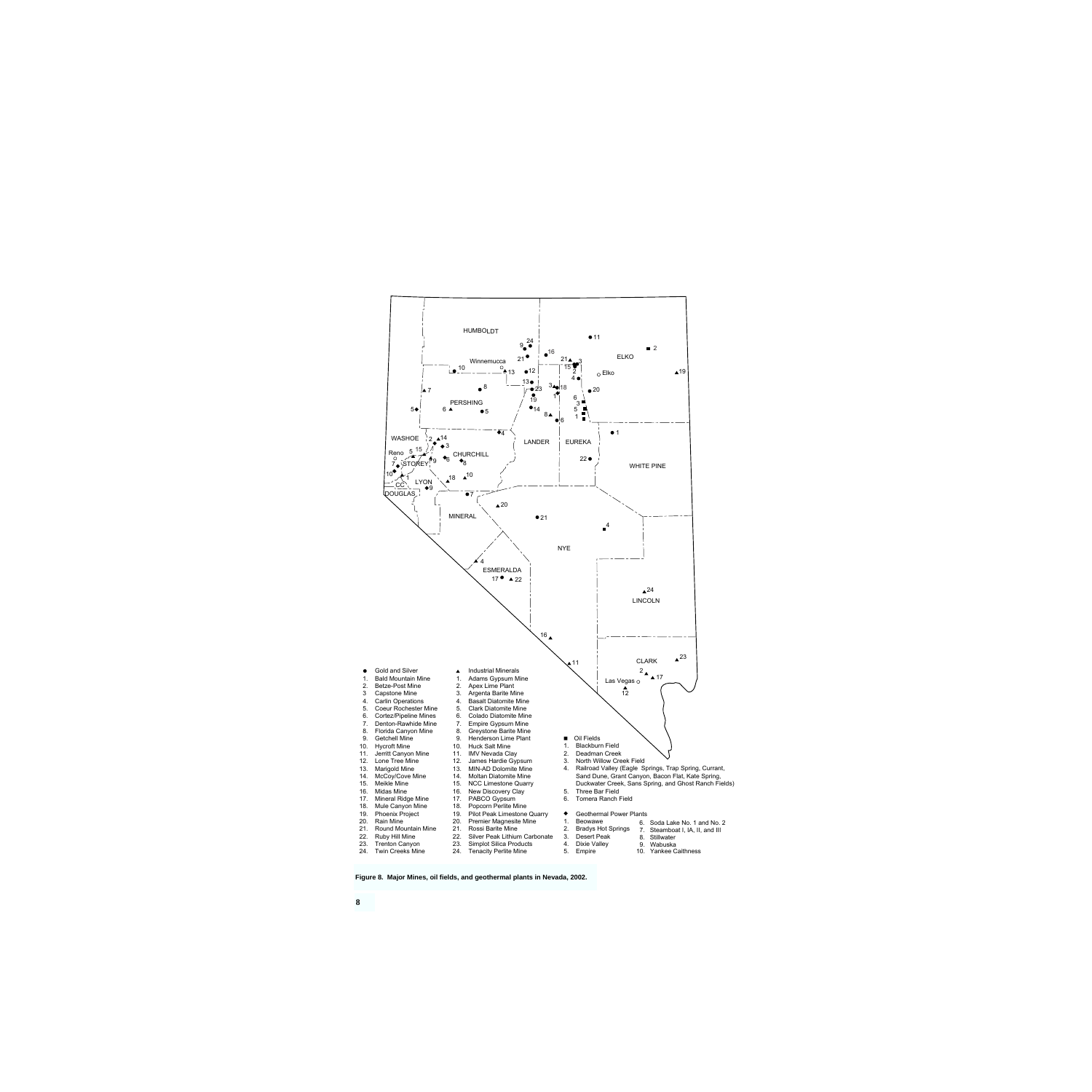HUMBOLDT

ELKO

PERSHING

WASHOE

LANDER

EUREKA

CHURCHILL

WHITE PINE

STOREY

LYON

CC

DOUGLAS

MINERAL

NYE

ESMERALDA

LINCOLN

CLARK

Winnemucca

Elko

Reno

Las Vegas

● Gold and Silver
1. Bald Mountain Mine
2. Betze-Post Mine
3. Capstone Mine
4. Carlin Operations
5. Coeur Rochester Mine
6. Cortez/Pipeline Mines
7. Denton-Rawhide Mine
8. Florida Canyon Mine
9. Getchell Mine
10. Hycroft Mine
11. Jerritt Canyon Mine
12. Lone Tree Mine
13. Marigold Mine
14. McCoy/Cove Mine
15. Meikle Mine
16. Midas Mine
17. Mineral Ridge Mine
18. Mule Canyon Mine
19. Phoenix Project
20. Rain Mine
21. Round Mountain Mine
22. Ruby Hill Mine
23. Trenton Canyon
24. Twin Creeks Mine

▲ Industrial Minerals
1. Adams Gypsum Mine
2. Apex Lime Plant
3. Argenta Barite Mine
4. Basalt Diatomite Mine
5. Clark Diatomite Mine
6. Colado Diatomite Mine
7. Empire Gypsum Mine
8. Greystone Barite Mine
9. Henderson Lime Plant
10. Huck Salt Mine
11. IMV Nevada Clay
12. James Hardie Gypsum
13. MIN-AD Dolomite Mine
14. Moltan Diatomite Mine
15. NCC Limestone Quarry
16. New Discovery Clay
17. PABCO Gypsum
18. Popcorn Perlite Mine
19. Pilot Peak Limestone Quarry
20. Premier Magnesite Mine
21. Rossi Barite Mine
22. Silver Peak Lithium Carbonate
23. Simplot Silica Products
24. Tenacity Perlite Mine

■ Oil Fields
1. Blackburn Field
2. Deadman Creek
3. North Willow Creek Field
4. Railroad Valley (Eagle Springs, Trap Spring, Currant, Sand Dune, Grant Canyon, Bacon Flat, Kate Spring, Duckwater Creek, Sans Spring, and Ghost Ranch Fields)
5. Three Bar Field
6. Tomera Ranch Field

◆ Geothermal Power Plants
1. Beowawe
2. Bradys Hot Springs
3. Desert Peak
4. Dixie Valley
5. Empire
6. Soda Lake No. 1 and No. 2
7. Steamboat I, IA, II, and III
8. Stillwater
9. Wabuska
10. Yankee Caithness

**Figure 8. Major Mines, oil fields, and geothermal plants in Nevada, 2002.**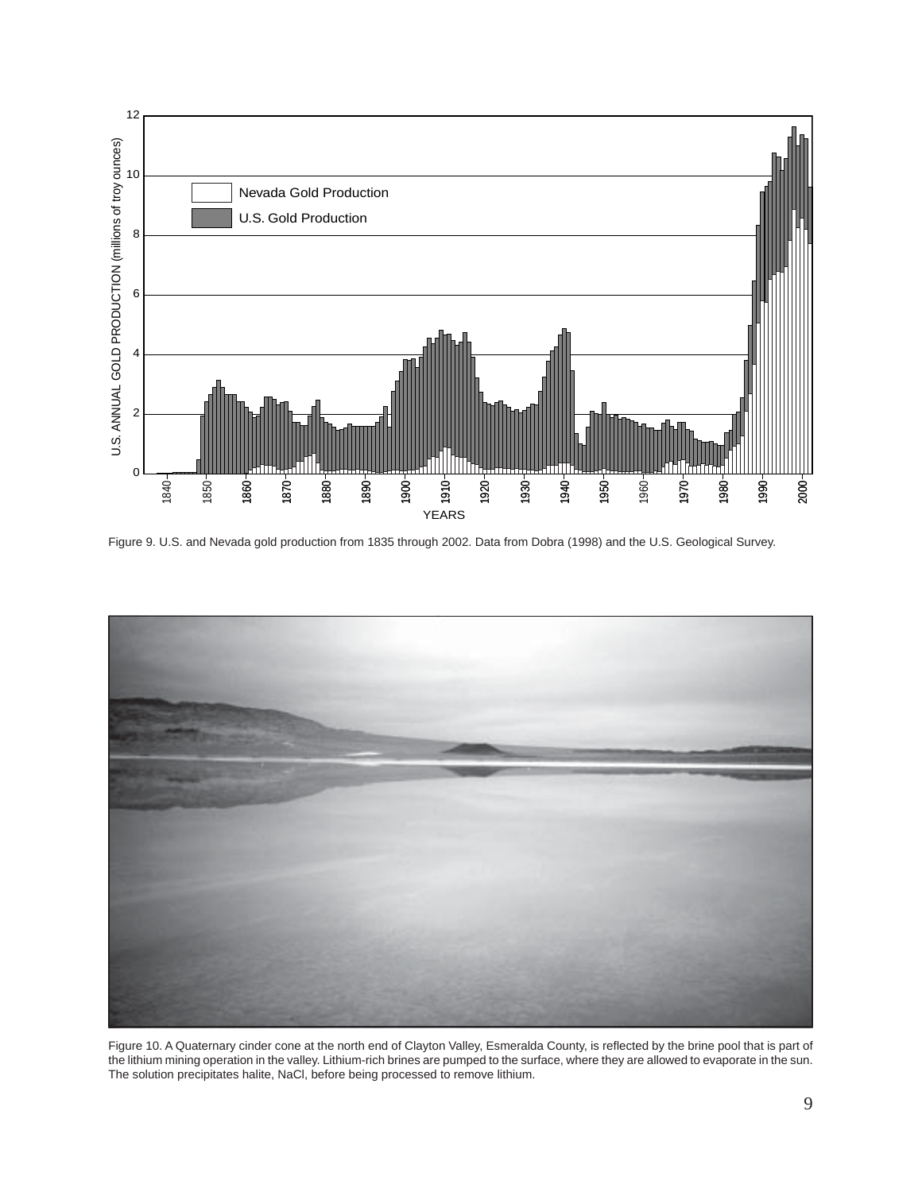Figure 9. U.S. and Nevada gold production from 1835 through 2002. Data from Dobra (1998) and the U.S. Geological Survey.

Figure 10. A Quaternary cinder cone at the north end of Clayton Valley, Esmeralda County, is reflected by the brine pool that is part of the lithium mining operation in the valley. Lithium-rich brines are pumped to the surface, where they are allowed to evaporate in the sun. The solution precipitates halite, NaCl, before being processed to remove lithium.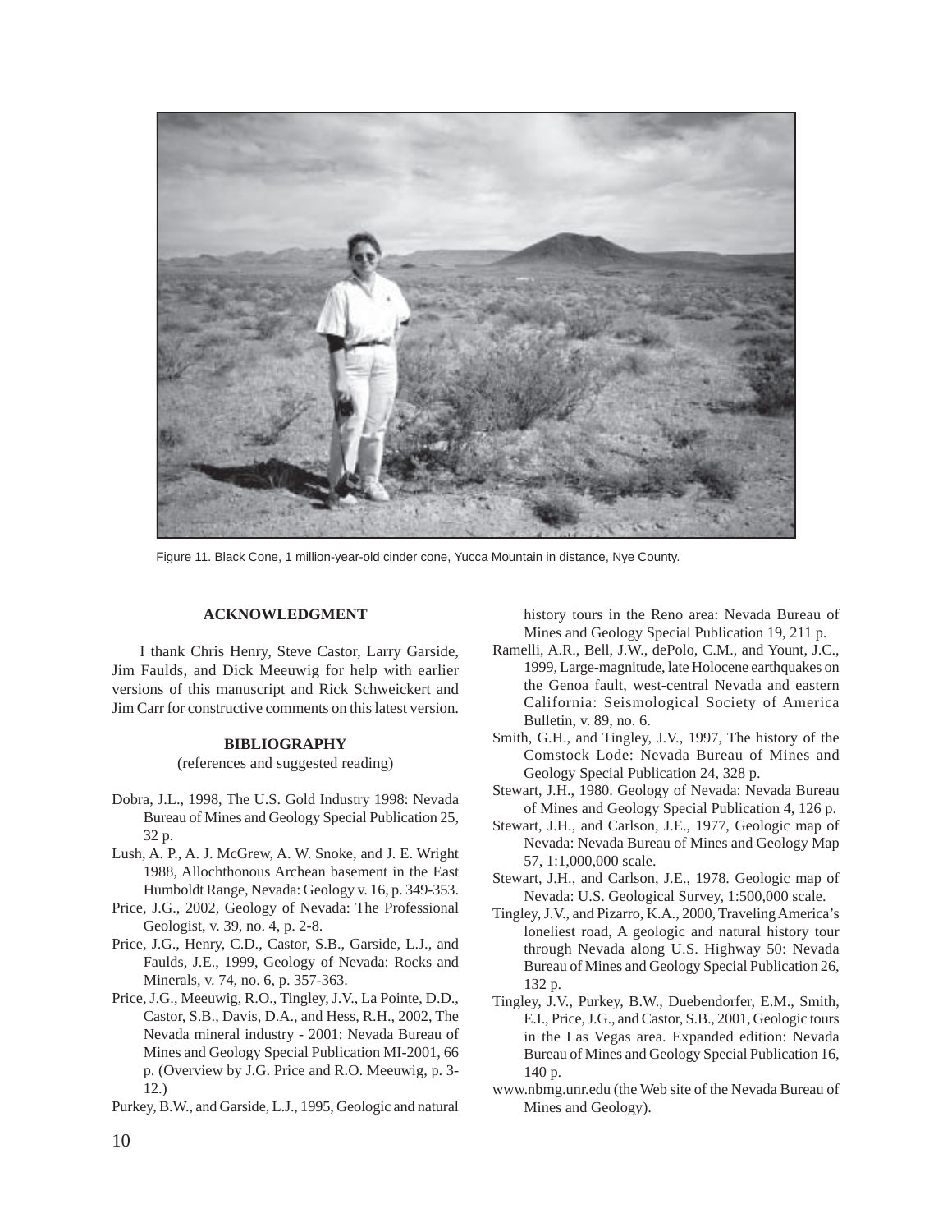Figure 11. Black Cone, 1 million-year-old cinder cone, Yucca Mountain in distance, Nye County.

## ACKNOWLEDGMENT

I thank Chris Henry, Steve Castor, Larry Garside, Jim Faulds, and Dick Meeuwig for help with earlier versions of this manuscript and Rick Schweickert and Jim Carr for constructive comments on this latest version.

## BIBLIOGRAPHY

(references and suggested reading)

Dobra, J.L., 1998, The U.S. Gold Industry 1998: Nevada Bureau of Mines and Geology Special Publication 25, 32 p.

Lush, A. P., A. J. McGrew, A. W. Snoke, and J. E. Wright 1988, Allochthonous Archean basement in the East Humboldt Range, Nevada: Geology v. 16, p. 349-353.

Price, J.G., 2002, Geology of Nevada: The Professional Geologist, v. 39, no. 4, p. 2-8.

Price, J.G., Henry, C.D., Castor, S.B., Garside, L.J., and Faulds, J.E., 1999, Geology of Nevada: Rocks and Minerals, v. 74, no. 6, p. 357-363.

Price, J.G., Meeuwig, R.O., Tingley, J.V., La Pointe, D.D., Castor, S.B., Davis, D.A., and Hess, R.H., 2002, The Nevada mineral industry - 2001: Nevada Bureau of Mines and Geology Special Publication MI-2001, 66 p. (Overview by J.G. Price and R.O. Meeuwig, p. 3-12.)

Purkey, B.W., and Garside, L.J., 1995, Geologic and natural history tours in the Reno area: Nevada Bureau of Mines and Geology Special Publication 19, 211 p.

Ramelli, A.R., Bell, J.W., dePolo, C.M., and Yount, J.C., 1999, Large-magnitude, late Holocene earthquakes on the Genoa fault, west-central Nevada and eastern California: Seismological Society of America Bulletin, v. 89, no. 6.

Smith, G.H., and Tingley, J.V., 1997, The history of the Comstock Lode: Nevada Bureau of Mines and Geology Special Publication 24, 328 p.

Stewart, J.H., 1980. Geology of Nevada: Nevada Bureau of Mines and Geology Special Publication 4, 126 p.

Stewart, J.H., and Carlson, J.E., 1977, Geologic map of Nevada: Nevada Bureau of Mines and Geology Map 57, 1:1,000,000 scale.

Stewart, J.H., and Carlson, J.E., 1978. Geologic map of Nevada: U.S. Geological Survey, 1:500,000 scale.

Tingley, J.V., and Pizarro, K.A., 2000, Traveling America's loneliest road, A geologic and natural history tour through Nevada along U.S. Highway 50: Nevada Bureau of Mines and Geology Special Publication 26, 132 p.

Tingley, J.V., Purkey, B.W., Duebendorfer, E.M., Smith, E.I., Price, J.G., and Castor, S.B., 2001, Geologic tours in the Las Vegas area. Expanded edition: Nevada Bureau of Mines and Geology Special Publication 16, 140 p.

www.nbmg.unr.edu (the Web site of the Nevada Bureau of Mines and Geology).